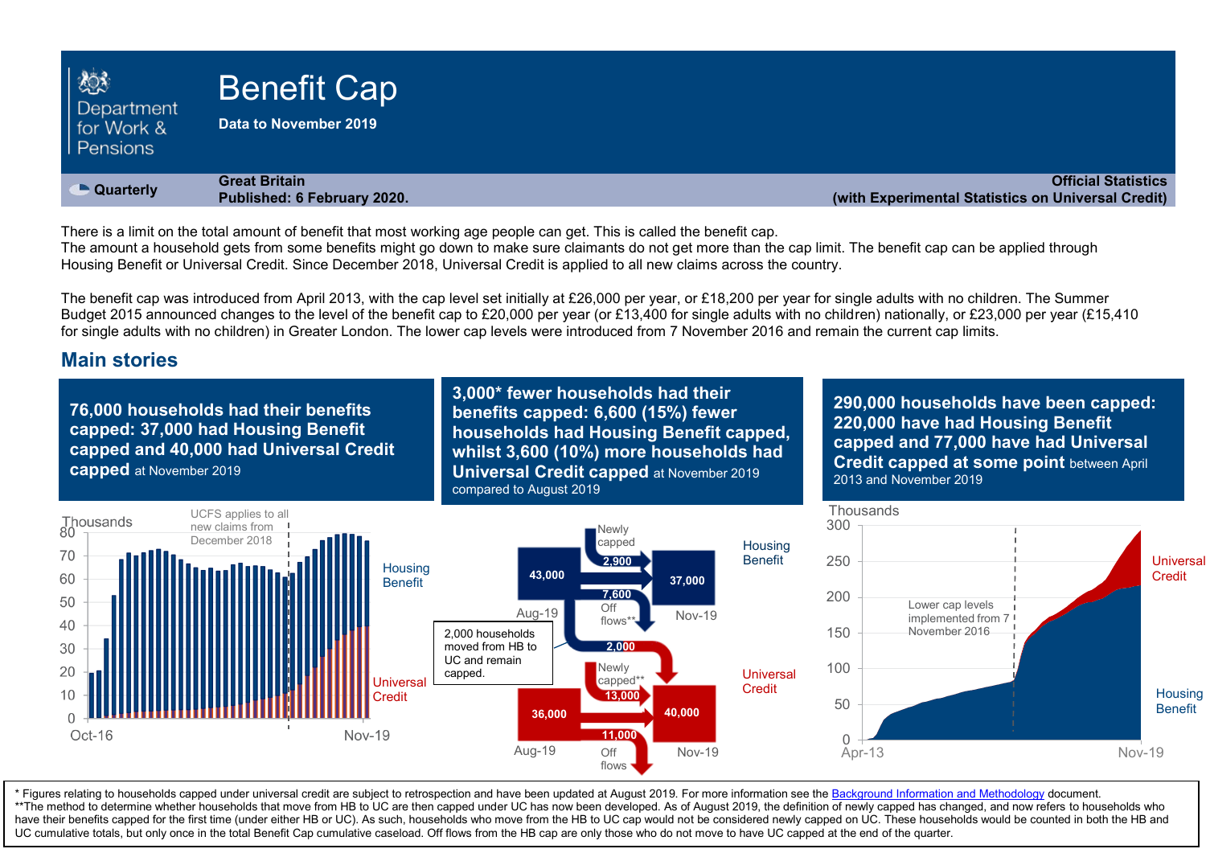Department for Work & Pensions

# Benefit Cap

**Data to November 2019**

**Quarterly**

**Great Britain**
**Published: 6 February 2020.**

**Official Statistics**
**(with Experimental Statistics on Universal Credit)**

There is a limit on the total amount of benefit that most working age people can get. This is called the benefit cap.
The amount a household gets from some benefits might go down to make sure claimants do not get more than the cap limit. The benefit cap can be applied through Housing Benefit or Universal Credit. Since December 2018, Universal Credit is applied to all new claims across the country.

The benefit cap was introduced from April 2013, with the cap level set initially at £26,000 per year, or £18,200 per year for single adults with no children. The Summer Budget 2015 announced changes to the level of the benefit cap to £20,000 per year (or £13,400 for single adults with no children) nationally, or £23,000 per year (£15,410 for single adults with no children) in Greater London. The lower cap levels were introduced from 7 November 2016 and remain the current cap limits.

## Main stories

**76,000 households had their benefits capped: 37,000 had Housing Benefit capped and 40,000 had Universal Credit capped** at November 2019

Thousands

UCFS applies to all new claims from December 2018

Housing Benefit

Universal Credit

Oct-16 — Nov-19

**3,000\* fewer households had their benefits capped: 6,600 (15%) fewer households had Housing Benefit capped, whilst 3,600 (10%) more households had Universal Credit capped** at November 2019 compared to August 2019

Housing Benefit: Aug-19 43,000 → Nov-19 37,000; Newly capped 2,900; Off flows** 7,600

2,000 households moved from HB to UC and remain capped.

Universal Credit: Aug-19 36,000 → Nov-19 40,000; Newly capped** 13,000; Off flows 11,000

**290,000 households have been capped: 220,000 have had Housing Benefit capped and 77,000 have had Universal Credit capped at some point** between April 2013 and November 2019

Thousands

Lower cap levels implemented from 7 November 2016

Universal Credit

Housing Benefit

Apr-13 — Nov-19

\* Figures relating to households capped under universal credit are subject to retrospection and have been updated at August 2019. For more information see the Background Information and Methodology document.
\*\*The method to determine whether households that move from HB to UC are then capped under UC has now been developed. As of August 2019, the definition of newly capped has changed, and now refers to households who have their benefits capped for the first time (under either HB or UC). As such, households who move from the HB to UC cap would not be considered newly capped on UC. These households would be counted in both the HB and UC cumulative totals, but only once in the total Benefit Cap cumulative caseload. Off flows from the HB cap are only those who do not move to have UC capped at the end of the quarter.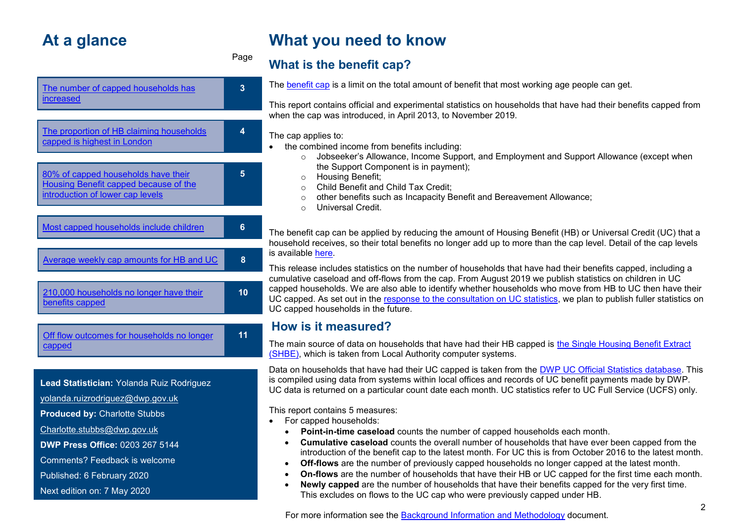## At a glance

| | Page |
|---|---|
| The number of capped households has increased | 3 |
| The proportion of HB claiming households capped is highest in London | 4 |
| 80% of capped households have their Housing Benefit capped because of the introduction of lower cap levels | 5 |
| Most capped households include children | 6 |
| Average weekly cap amounts for HB and UC | 8 |
| 210,000 households no longer have their benefits capped | 10 |
| Off flow outcomes for households no longer capped | 11 |

**Lead Statistician:** Yolanda Ruiz Rodriguez

yolanda.ruizrodriguez@dwp.gov.uk

**Produced by:** Charlotte Stubbs

Charlotte.stubbs@dwp.gov.uk

**DWP Press Office:** 0203 267 5144

Comments? Feedback is welcome

Published: 6 February 2020

Next edition on: 7 May 2020

# What you need to know

## What is the benefit cap?

The benefit cap is a limit on the total amount of benefit that most working age people can get.

This report contains official and experimental statistics on households that have had their benefits capped from when the cap was introduced, in April 2013, to November 2019.

The cap applies to:

- the combined income from benefits including:
  - Jobseeker's Allowance, Income Support, and Employment and Support Allowance (except when the Support Component is in payment);
  - Housing Benefit;
  - Child Benefit and Child Tax Credit;
  - other benefits such as Incapacity Benefit and Bereavement Allowance;
  - Universal Credit.

The benefit cap can be applied by reducing the amount of Housing Benefit (HB) or Universal Credit (UC) that a household receives, so their total benefits no longer add up to more than the cap level. Detail of the cap levels is available here.

This release includes statistics on the number of households that have had their benefits capped, including a cumulative caseload and off-flows from the cap. From August 2019 we publish statistics on children in UC capped households. We are also able to identify whether households who move from HB to UC then have their UC capped. As set out in the response to the consultation on UC statistics, we plan to publish fuller statistics on UC capped households in the future.

## How is it measured?

The main source of data on households that have had their HB capped is the Single Housing Benefit Extract (SHBE), which is taken from Local Authority computer systems.

Data on households that have had their UC capped is taken from the DWP UC Official Statistics database. This is compiled using data from systems within local offices and records of UC benefit payments made by DWP. UC data is returned on a particular count date each month. UC statistics refer to UC Full Service (UCFS) only.

This report contains 5 measures:

- For capped households:
  - **Point-in-time caseload** counts the number of capped households each month.
  - **Cumulative caseload** counts the overall number of households that have ever been capped from the introduction of the benefit cap to the latest month. For UC this is from October 2016 to the latest month.
  - **Off-flows** are the number of previously capped households no longer capped at the latest month.
  - **On-flows** are the number of households that have their HB or UC capped for the first time each month.
  - **Newly capped** are the number of households that have their benefits capped for the very first time. This excludes on flows to the UC cap who were previously capped under HB.

For more information see the Background Information and Methodology document.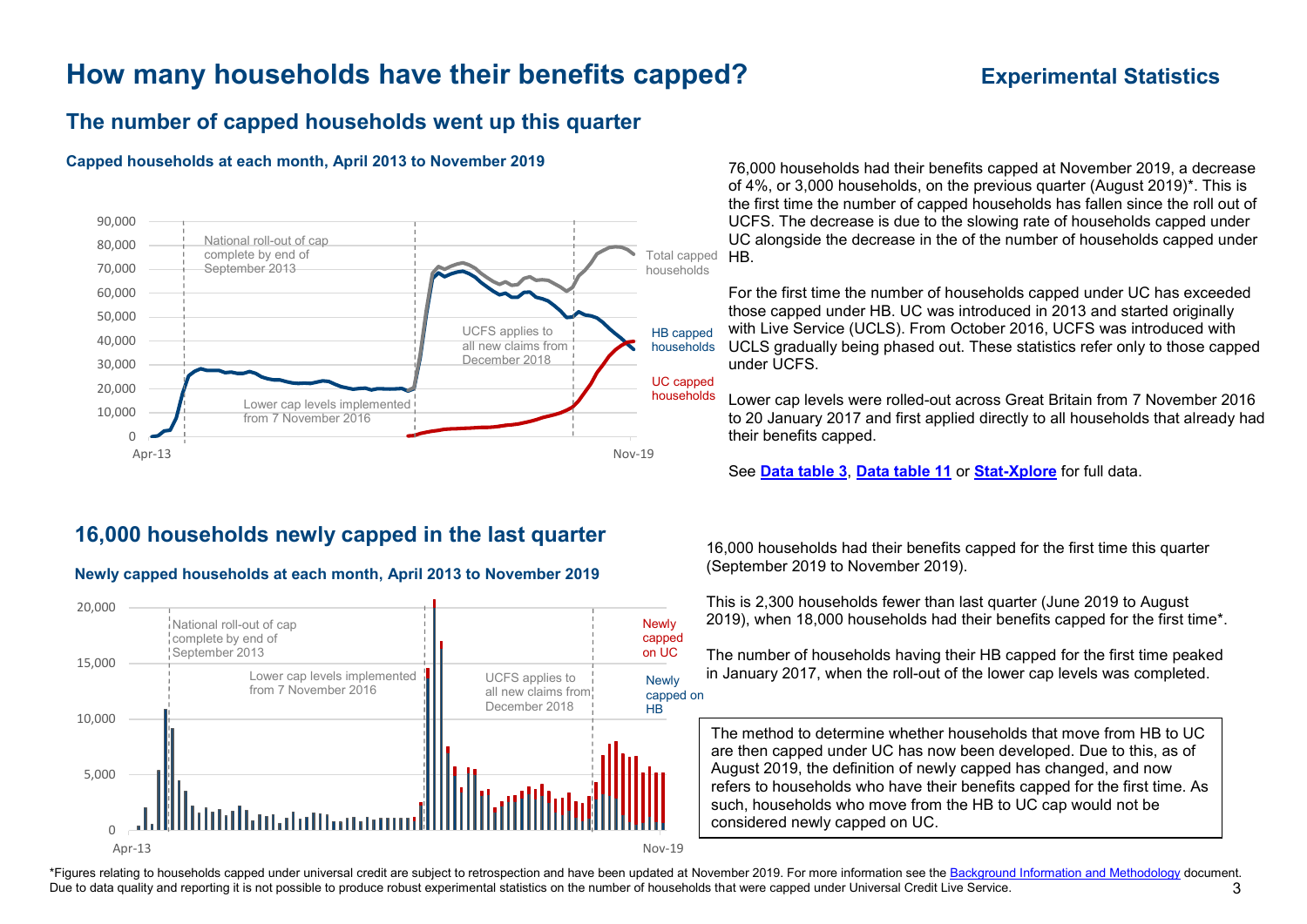# How many households have their benefits capped?

**Experimental Statistics**

## The number of capped households went up this quarter

**Capped households at each month, April 2013 to November 2019**

76,000 households had their benefits capped at November 2019, a decrease of 4%, or 3,000 households, on the previous quarter (August 2019)*. This is the first time the number of capped households has fallen since the roll out of UCFS. The decrease is due to the slowing rate of households capped under UC alongside the decrease in the of the number of households capped under HB.

For the first time the number of households capped under UC has exceeded those capped under HB. UC was introduced in 2013 and started originally with Live Service (UCLS). From October 2016, UCFS was introduced with UCLS gradually being phased out. These statistics refer only to those capped under UCFS.

Lower cap levels were rolled-out across Great Britain from 7 November 2016 to 20 January 2017 and first applied directly to all households that already had their benefits capped.

See **Data table 3**, **Data table 11** or **Stat-Xplore** for full data.

## 16,000 households newly capped in the last quarter

**Newly capped households at each month, April 2013 to November 2019**

16,000 households had their benefits capped for the first time this quarter (September 2019 to November 2019).

This is 2,300 households fewer than last quarter (June 2019 to August 2019), when 18,000 households had their benefits capped for the first time*.

The number of households having their HB capped for the first time peaked in January 2017, when the roll-out of the lower cap levels was completed.

The method to determine whether households that move from HB to UC are then capped under UC has now been developed. Due to this, as of August 2019, the definition of newly capped has changed, and now refers to households who have their benefits capped for the first time. As such, households who move from the HB to UC cap would not be considered newly capped on UC.

*Figures relating to households capped under universal credit are subject to retrospection and have been updated at November 2019. For more information see the Background Information and Methodology document. Due to data quality and reporting it is not possible to produce robust experimental statistics on the number of households that were capped under Universal Credit Live Service.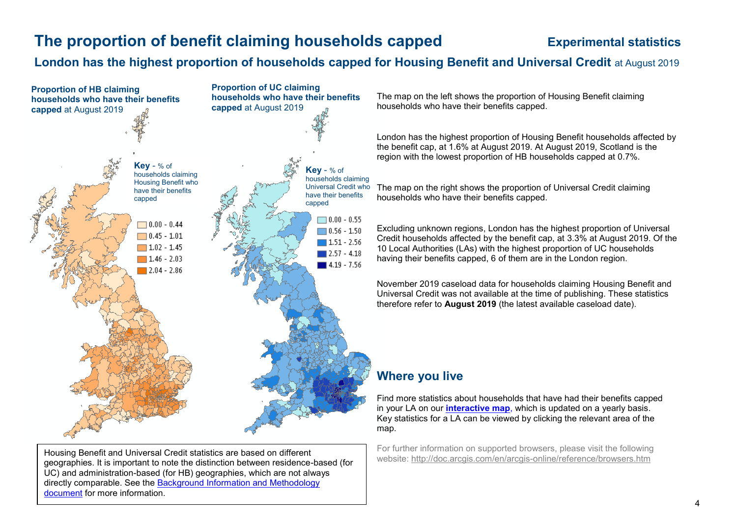# The proportion of benefit claiming households capped

**Experimental statistics**

## London has the highest proportion of households capped for Housing Benefit and Universal Credit at August 2019

**Proportion of HB claiming households who have their benefits capped** at August 2019

**Key** - % of households claiming Housing Benefit who have their benefits capped

- 0.00 - 0.44
- 0.45 - 1.01
- 1.02 - 1.45
- 1.46 - 2.03
- 2.04 - 2.86

**Proportion of UC claiming households who have their benefits capped** at August 2019

**Key** - % of households claiming Universal Credit who have their benefits capped

- 0.00 - 0.55
- 0.56 - 1.50
- 1.51 - 2.56
- 2.57 - 4.18
- 4.19 - 7.56

Housing Benefit and Universal Credit statistics are based on different geographies. It is important to note the distinction between residence-based (for UC) and administration-based (for HB) geographies, which are not always directly comparable. See the [Background Information and Methodology document](#) for more information.

The map on the left shows the proportion of Housing Benefit claiming households who have their benefits capped.

London has the highest proportion of Housing Benefit households affected by the benefit cap, at 1.6% at August 2019. At August 2019, Scotland is the region with the lowest proportion of HB households capped at 0.7%.

The map on the right shows the proportion of Universal Credit claiming households who have their benefits capped.

Excluding unknown regions, London has the highest proportion of Universal Credit households affected by the benefit cap, at 3.3% at August 2019. Of the 10 Local Authorities (LAs) with the highest proportion of UC households having their benefits capped, 6 of them are in the London region.

November 2019 caseload data for households claiming Housing Benefit and Universal Credit was not available at the time of publishing. These statistics therefore refer to **August 2019** (the latest available caseload date).

## Where you live

Find more statistics about households that have had their benefits capped in your LA on our **[interactive map](#)**, which is updated on a yearly basis. Key statistics for a LA can be viewed by clicking the relevant area of the map.

For further information on supported browsers, please visit the following website: http://doc.arcgis.com/en/arcgis-online/reference/browsers.htm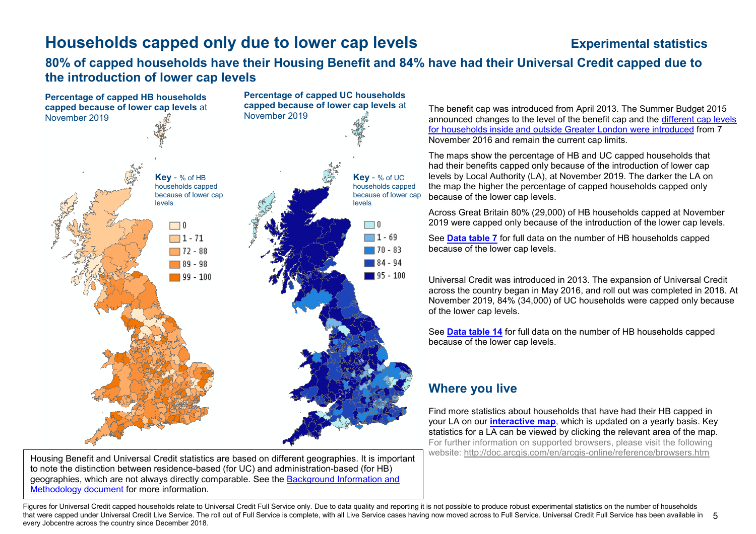# Households capped only due to lower cap levels

**Experimental statistics**

## 80% of capped households have their Housing Benefit and 84% have had their Universal Credit capped due to the introduction of lower cap levels

**Percentage of capped HB households capped because of lower cap levels** at November 2019

**Key** - % of HB households capped because of lower cap levels

- 0
- 1 - 71
- 72 - 88
- 89 - 98
- 99 - 100

**Percentage of capped UC households capped because of lower cap levels** at November 2019

**Key** - % of UC households capped because of lower cap levels

- 0
- 1 - 69
- 70 - 83
- 84 - 94
- 95 - 100

The benefit cap was introduced from April 2013. The Summer Budget 2015 announced changes to the level of the benefit cap and the different cap levels for households inside and outside Greater London were introduced from 7 November 2016 and remain the current cap limits.

The maps show the percentage of HB and UC capped households that had their benefits capped only because of the introduction of lower cap levels by Local Authority (LA), at November 2019. The darker the LA on the map the higher the percentage of capped households capped only because of the lower cap levels.

Across Great Britain 80% (29,000) of HB households capped at November 2019 were capped only because of the introduction of the lower cap levels.

See **Data table 7** for full data on the number of HB households capped because of the lower cap levels.

Universal Credit was introduced in 2013. The expansion of Universal Credit across the country began in May 2016, and roll out was completed in 2018. At November 2019, 84% (34,000) of UC households were capped only because of the lower cap levels.

See **Data table 14** for full data on the number of HB households capped because of the lower cap levels.

## Where you live

Find more statistics about households that have had their HB capped in your LA on our **interactive map**, which is updated on a yearly basis. Key statistics for a LA can be viewed by clicking the relevant area of the map. For further information on supported browsers, please visit the following website: http://doc.arcgis.com/en/arcgis-online/reference/browsers.htm

Housing Benefit and Universal Credit statistics are based on different geographies. It is important to note the distinction between residence-based (for UC) and administration-based (for HB) geographies, which are not always directly comparable. See the Background Information and Methodology document for more information.

Figures for Universal Credit capped households relate to Universal Credit Full Service only. Due to data quality and reporting it is not possible to produce robust experimental statistics on the number of households that were capped under Universal Credit Live Service. The roll out of Full Service is complete, with all Live Service cases having now moved across to Full Service. Universal Credit Full Service has been available in every Jobcentre across the country since December 2018.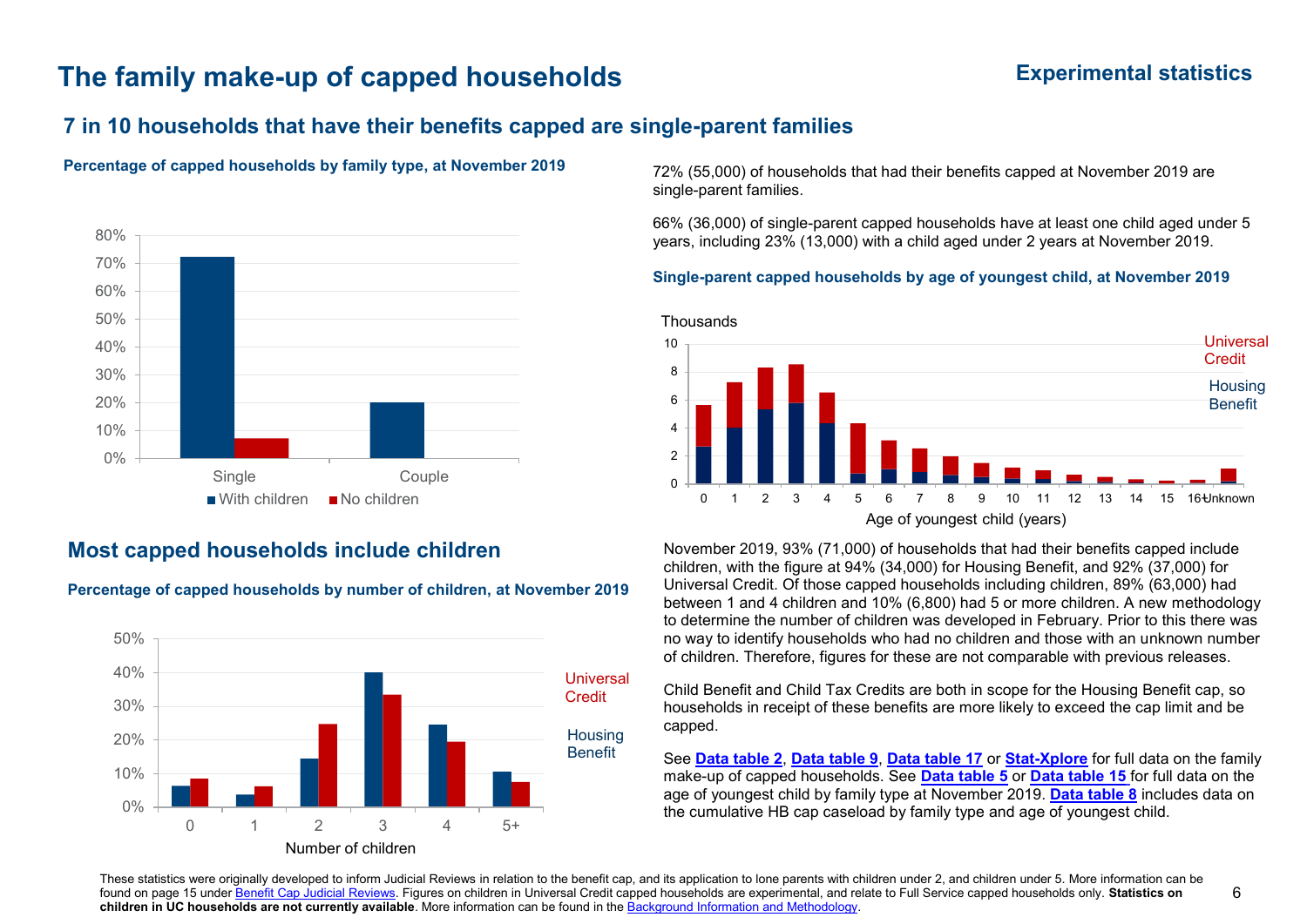# The family make-up of capped households

Experimental statistics

## 7 in 10 households that have their benefits capped are single-parent families

**Percentage of capped households by family type, at November 2019**

72% (55,000) of households that had their benefits capped at November 2019 are single-parent families.

66% (36,000) of single-parent capped households have at least one child aged under 5 years, including 23% (13,000) with a child aged under 2 years at November 2019.

**Single-parent capped households by age of youngest child, at November 2019**

## Most capped households include children

**Percentage of capped households by number of children, at November 2019**

November 2019, 93% (71,000) of households that had their benefits capped include children, with the figure at 94% (34,000) for Housing Benefit, and 92% (37,000) for Universal Credit. Of those capped households including children, 89% (63,000) had between 1 and 4 children and 10% (6,800) had 5 or more children. A new methodology to determine the number of children was developed in February. Prior to this there was no way to identify households who had no children and those with an unknown number of children. Therefore, figures for these are not comparable with previous releases.

Child Benefit and Child Tax Credits are both in scope for the Housing Benefit cap, so households in receipt of these benefits are more likely to exceed the cap limit and be capped.

See **Data table 2**, **Data table 9**, **Data table 17** or **Stat-Xplore** for full data on the family make-up of capped households. See **Data table 5** or **Data table 15** for full data on the age of youngest child by family type at November 2019. **Data table 8** includes data on the cumulative HB cap caseload by family type and age of youngest child.

These statistics were originally developed to inform Judicial Reviews in relation to the benefit cap, and its application to lone parents with children under 2, and children under 5. More information can be found on page 15 under Benefit Cap Judicial Reviews. Figures on children in Universal Credit capped households are experimental, and relate to Full Service capped households only. **Statistics on children in UC households are not currently available**. More information can be found in the Background Information and Methodology.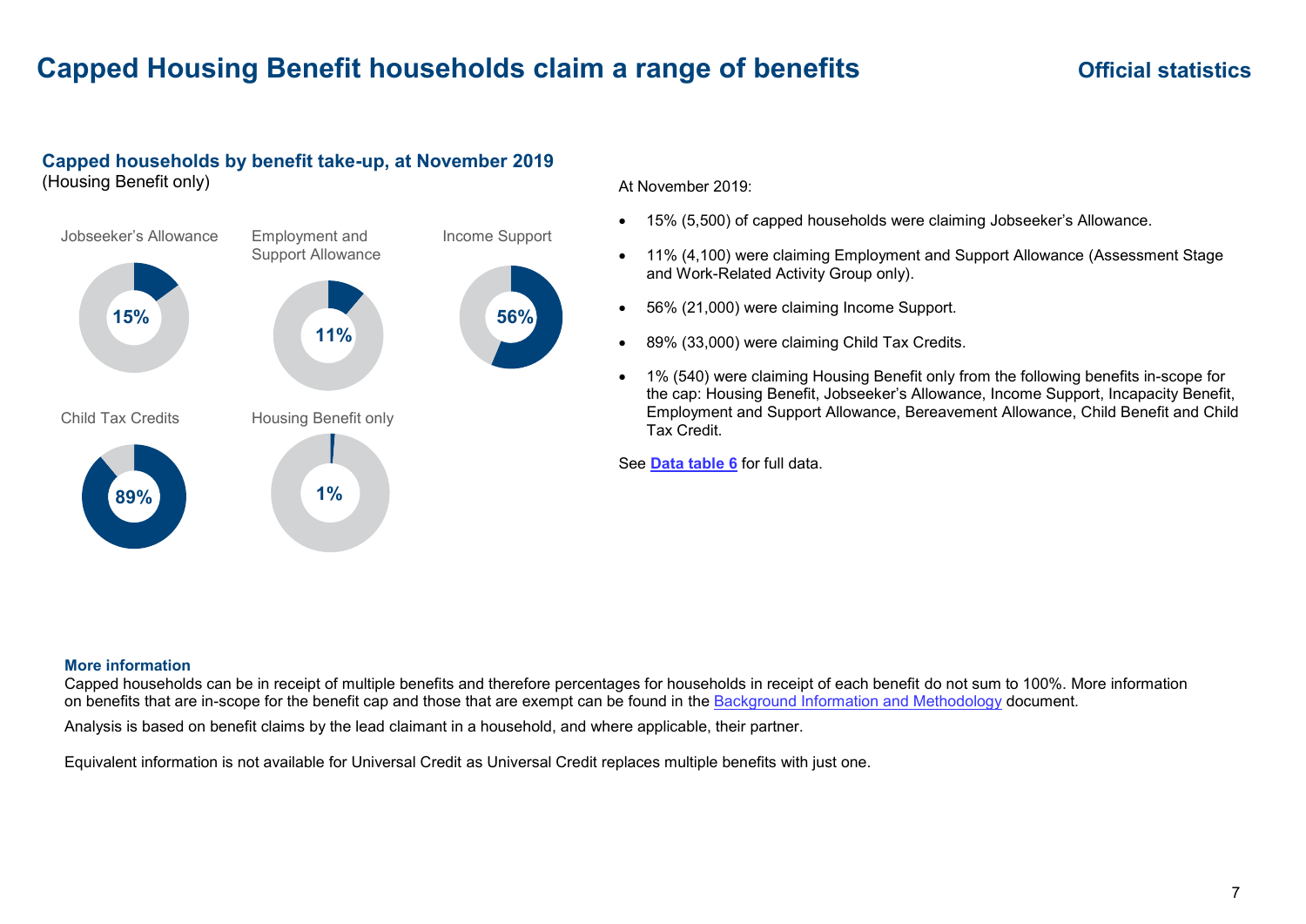# Capped Housing Benefit households claim a range of benefits

**Official statistics**

## Capped households by benefit take-up, at November 2019

(Housing Benefit only)

Jobseeker's Allowance: 15%

Employment and Support Allowance: 11%

Income Support: 56%

Child Tax Credits: 89%

Housing Benefit only: 1%

At November 2019:

- 15% (5,500) of capped households were claiming Jobseeker's Allowance.
- 11% (4,100) were claiming Employment and Support Allowance (Assessment Stage and Work-Related Activity Group only).
- 56% (21,000) were claiming Income Support.
- 89% (33,000) were claiming Child Tax Credits.
- 1% (540) were claiming Housing Benefit only from the following benefits in-scope for the cap: Housing Benefit, Jobseeker's Allowance, Income Support, Incapacity Benefit, Employment and Support Allowance, Bereavement Allowance, Child Benefit and Child Tax Credit.

See **Data table 6** for full data.

**More information**

Capped households can be in receipt of multiple benefits and therefore percentages for households in receipt of each benefit do not sum to 100%. More information on benefits that are in-scope for the benefit cap and those that are exempt can be found in the Background Information and Methodology document.

Analysis is based on benefit claims by the lead claimant in a household, and where applicable, their partner.

Equivalent information is not available for Universal Credit as Universal Credit replaces multiple benefits with just one.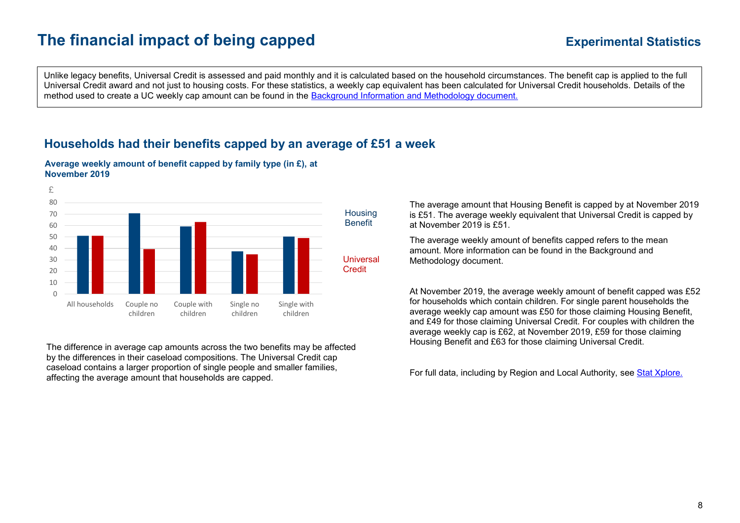# The financial impact of being capped

**Experimental Statistics**

Unlike legacy benefits, Universal Credit is assessed and paid monthly and it is calculated based on the household circumstances. The benefit cap is applied to the full Universal Credit award and not just to housing costs. For these statistics, a weekly cap equivalent has been calculated for Universal Credit households. Details of the method used to create a UC weekly cap amount can be found in the [Background Information and Methodology document.](#)

## Households had their benefits capped by an average of £51 a week

**Average weekly amount of benefit capped by family type (in £), at November 2019**

The difference in average cap amounts across the two benefits may be affected by the differences in their caseload compositions. The Universal Credit cap caseload contains a larger proportion of single people and smaller families, affecting the average amount that households are capped.

The average amount that Housing Benefit is capped by at November 2019 is £51. The average weekly equivalent that Universal Credit is capped by at November 2019 is £51.

The average weekly amount of benefits capped refers to the mean amount. More information can be found in the Background and Methodology document.

At November 2019, the average weekly amount of benefit capped was £52 for households which contain children. For single parent households the average weekly cap amount was £50 for those claiming Housing Benefit, and £49 for those claiming Universal Credit. For couples with children the average weekly cap is £62, at November 2019, £59 for those claiming Housing Benefit and £63 for those claiming Universal Credit.

For full data, including by Region and Local Authority, see [Stat Xplore.](#)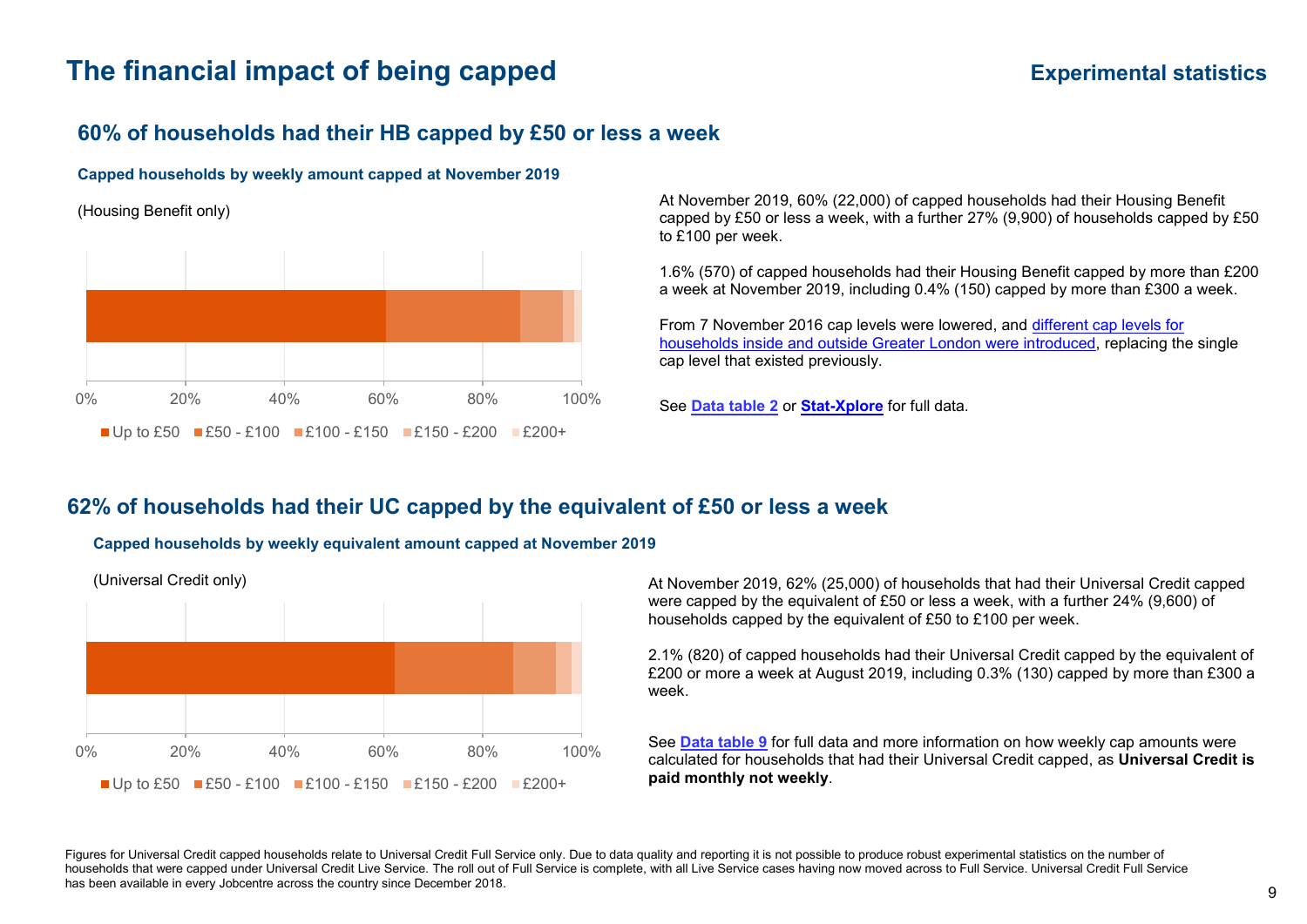# The financial impact of being capped

**Experimental statistics**

## 60% of households had their HB capped by £50 or less a week

**Capped households by weekly amount capped at November 2019**

(Housing Benefit only)

0% 20% 40% 60% 80% 100%

Up to £50 | £50 - £100 | £100 - £150 | £150 - £200 | £200+

At November 2019, 60% (22,000) of capped households had their Housing Benefit capped by £50 or less a week, with a further 27% (9,900) of households capped by £50 to £100 per week.

1.6% (570) of capped households had their Housing Benefit capped by more than £200 a week at November 2019, including 0.4% (150) capped by more than £300 a week.

From 7 November 2016 cap levels were lowered, and different cap levels for households inside and outside Greater London were introduced, replacing the single cap level that existed previously.

See **Data table 2** or **Stat-Xplore** for full data.

## 62% of households had their UC capped by the equivalent of £50 or less a week

**Capped households by weekly equivalent amount capped at November 2019**

(Universal Credit only)

0% 20% 40% 60% 80% 100%

Up to £50 | £50 - £100 | £100 - £150 | £150 - £200 | £200+

At November 2019, 62% (25,000) of households that had their Universal Credit capped were capped by the equivalent of £50 or less a week, with a further 24% (9,600) of households capped by the equivalent of £50 to £100 per week.

2.1% (820) of capped households had their Universal Credit capped by the equivalent of £200 or more a week at August 2019, including 0.3% (130) capped by more than £300 a week.

See **Data table 9** for full data and more information on how weekly cap amounts were calculated for households that had their Universal Credit capped, as **Universal Credit is paid monthly not weekly**.

Figures for Universal Credit capped households relate to Universal Credit Full Service only. Due to data quality and reporting it is not possible to produce robust experimental statistics on the number of households that were capped under Universal Credit Live Service. The roll out of Full Service is complete, with all Live Service cases having now moved across to Full Service. Universal Credit Full Service has been available in every Jobcentre across the country since December 2018.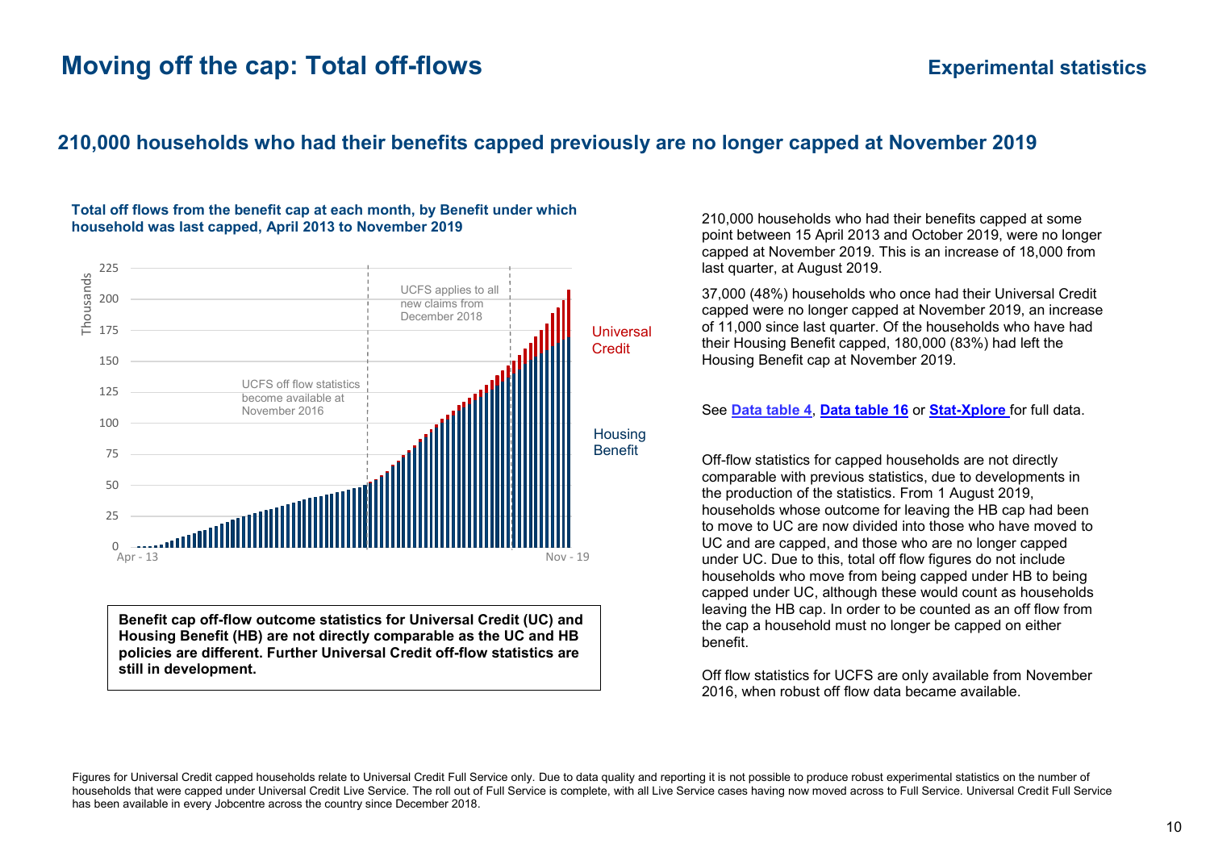# Moving off the cap: Total off-flows

**Experimental statistics**

## 210,000 households who had their benefits capped previously are no longer capped at November 2019

**Total off flows from the benefit cap at each month, by Benefit under which household was last capped, April 2013 to November 2019**

Thousands

UCFS applies to all new claims from December 2018

UCFS off flow statistics become available at November 2016

Universal Credit

Housing Benefit

Apr - 13 … Nov - 19

**Benefit cap off-flow outcome statistics for Universal Credit (UC) and Housing Benefit (HB) are not directly comparable as the UC and HB policies are different. Further Universal Credit off-flow statistics are still in development.**

210,000 households who had their benefits capped at some point between 15 April 2013 and October 2019, were no longer capped at November 2019. This is an increase of 18,000 from last quarter, at August 2019.

37,000 (48%) households who once had their Universal Credit capped were no longer capped at November 2019, an increase of 11,000 since last quarter. Of the households who have had their Housing Benefit capped, 180,000 (83%) had left the Housing Benefit cap at November 2019.

See **Data table 4**, **Data table 16** or **Stat-Xplore** for full data.

Off-flow statistics for capped households are not directly comparable with previous statistics, due to developments in the production of the statistics. From 1 August 2019, households whose outcome for leaving the HB cap had been to move to UC are now divided into those who have moved to UC and are capped, and those who are no longer capped under UC. Due to this, total off flow figures do not include households who move from being capped under HB to being capped under UC, although these would count as households leaving the HB cap. In order to be counted as an off flow from the cap a household must no longer be capped on either benefit.

Off flow statistics for UCFS are only available from November 2016, when robust off flow data became available.

Figures for Universal Credit capped households relate to Universal Credit Full Service only. Due to data quality and reporting it is not possible to produce robust experimental statistics on the number of households that were capped under Universal Credit Live Service. The roll out of Full Service is complete, with all Live Service cases having now moved across to Full Service. Universal Credit Full Service has been available in every Jobcentre across the country since December 2018.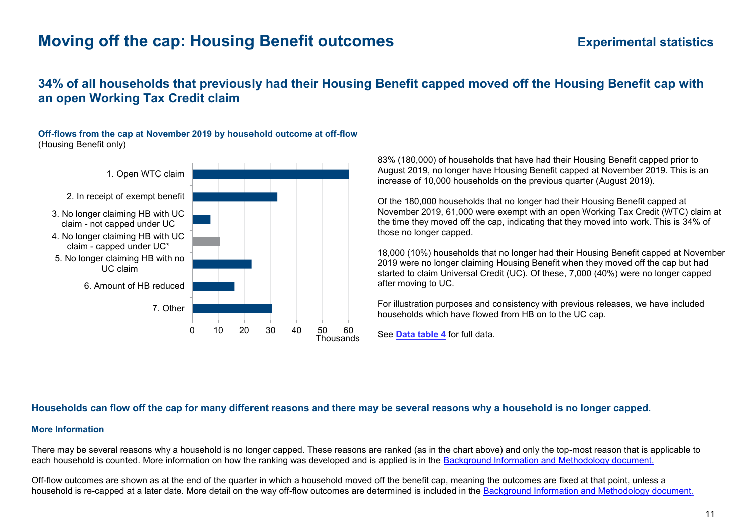# Moving off the cap: Housing Benefit outcomes

**Experimental statistics**

## 34% of all households that previously had their Housing Benefit capped moved off the Housing Benefit cap with an open Working Tax Credit claim

**Off-flows from the cap at November 2019 by household outcome at off-flow**
(Housing Benefit only)

| Outcome | Thousands (approx.) |
|---|---|
| 1. Open WTC claim | 60 |
| 2. In receipt of exempt benefit | 33 |
| 3. No longer claiming HB with UC claim - not capped under UC | 7 |
| 4. No longer claiming HB with UC claim - capped under UC* | 11 |
| 5. No longer claiming HB with no UC claim | 23 |
| 6. Amount of HB reduced | 16 |
| 7. Other | 31 |

83% (180,000) of households that have had their Housing Benefit capped prior to August 2019, no longer have Housing Benefit capped at November 2019. This is an increase of 10,000 households on the previous quarter (August 2019).

Of the 180,000 households that no longer had their Housing Benefit capped at November 2019, 61,000 were exempt with an open Working Tax Credit (WTC) claim at the time they moved off the cap, indicating that they moved into work. This is 34% of those no longer capped.

18,000 (10%) households that no longer had their Housing Benefit capped at November 2019 were no longer claiming Housing Benefit when they moved off the cap but had started to claim Universal Credit (UC). Of these, 7,000 (40%) were no longer capped after moving to UC.

For illustration purposes and consistency with previous releases, we have included households which have flowed from HB on to the UC cap.

See **Data table 4** for full data.

**Households can flow off the cap for many different reasons and there may be several reasons why a household is no longer capped.**

**More Information**

There may be several reasons why a household is no longer capped. These reasons are ranked (as in the chart above) and only the top-most reason that is applicable to each household is counted. More information on how the ranking was developed and is applied is in the Background Information and Methodology document.

Off-flow outcomes are shown as at the end of the quarter in which a household moved off the benefit cap, meaning the outcomes are fixed at that point, unless a household is re-capped at a later date. More detail on the way off-flow outcomes are determined is included in the Background Information and Methodology document.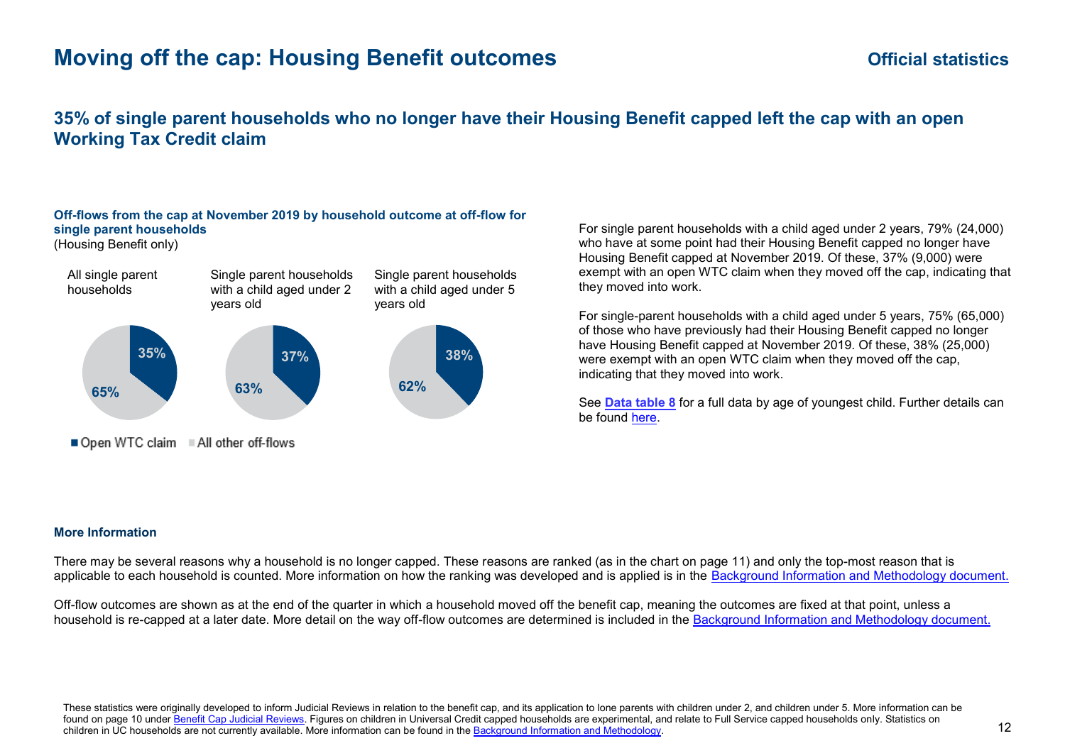# Moving off the cap: Housing Benefit outcomes

**Official statistics**

## 35% of single parent households who no longer have their Housing Benefit capped left the cap with an open Working Tax Credit claim

**Off-flows from the cap at November 2019 by household outcome at off-flow for single parent households**
(Housing Benefit only)

| | Open WTC claim | All other off-flows |
|---|---|---|
| All single parent households | 35% | 65% |
| Single parent households with a child aged under 2 years old | 37% | 63% |
| Single parent households with a child aged under 5 years old | 38% | 62% |

For single parent households with a child aged under 2 years, 79% (24,000) who have at some point had their Housing Benefit capped no longer have Housing Benefit capped at November 2019. Of these, 37% (9,000) were exempt with an open WTC claim when they moved off the cap, indicating that they moved into work.

For single-parent households with a child aged under 5 years, 75% (65,000) of those who have previously had their Housing Benefit capped no longer have Housing Benefit capped at November 2019. Of these, 38% (25,000) were exempt with an open WTC claim when they moved off the cap, indicating that they moved into work.

See **Data table 8** for a full data by age of youngest child. Further details can be found here.

### More Information

There may be several reasons why a household is no longer capped. These reasons are ranked (as in the chart on page 11) and only the top-most reason that is applicable to each household is counted. More information on how the ranking was developed and is applied is in the Background Information and Methodology document.

Off-flow outcomes are shown as at the end of the quarter in which a household moved off the benefit cap, meaning the outcomes are fixed at that point, unless a household is re-capped at a later date. More detail on the way off-flow outcomes are determined is included in the Background Information and Methodology document.

These statistics were originally developed to inform Judicial Reviews in relation to the benefit cap, and its application to lone parents with children under 2, and children under 5. More information can be found on page 10 under Benefit Cap Judicial Reviews. Figures on children in Universal Credit capped households are experimental, and relate to Full Service capped households only. Statistics on children in UC households are not currently available. More information can be found in the Background Information and Methodology.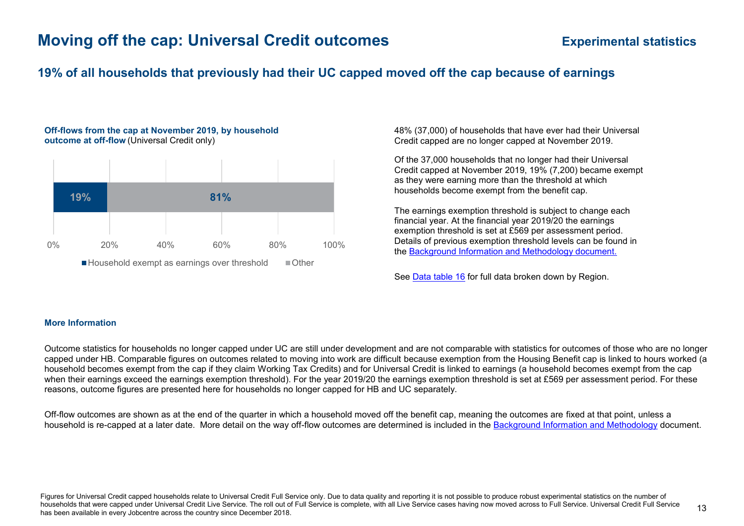# Moving off the cap: Universal Credit outcomes

**Experimental statistics**

## 19% of all households that previously had their UC capped moved off the cap because of earnings

**Off-flows from the cap at November 2019, by household outcome at off-flow** (Universal Credit only)

| Household exempt as earnings over threshold | Other |
|---|---|
| 19% | 81% |

48% (37,000) of households that have ever had their Universal Credit capped are no longer capped at November 2019.

Of the 37,000 households that no longer had their Universal Credit capped at November 2019, 19% (7,200) became exempt as they were earning more than the threshold at which households become exempt from the benefit cap.

The earnings exemption threshold is subject to change each financial year. At the financial year 2019/20 the earnings exemption threshold is set at £569 per assessment period. Details of previous exemption threshold levels can be found in the Background Information and Methodology document.

See Data table 16 for full data broken down by Region.

### More Information

Outcome statistics for households no longer capped under UC are still under development and are not comparable with statistics for outcomes of those who are no longer capped under HB. Comparable figures on outcomes related to moving into work are difficult because exemption from the Housing Benefit cap is linked to hours worked (a household becomes exempt from the cap if they claim Working Tax Credits) and for Universal Credit is linked to earnings (a household becomes exempt from the cap when their earnings exceed the earnings exemption threshold). For the year 2019/20 the earnings exemption threshold is set at £569 per assessment period. For these reasons, outcome figures are presented here for households no longer capped for HB and UC separately.

Off-flow outcomes are shown as at the end of the quarter in which a household moved off the benefit cap, meaning the outcomes are fixed at that point, unless a household is re-capped at a later date. More detail on the way off-flow outcomes are determined is included in the Background Information and Methodology document.

Figures for Universal Credit capped households relate to Universal Credit Full Service only. Due to data quality and reporting it is not possible to produce robust experimental statistics on the number of households that were capped under Universal Credit Live Service. The roll out of Full Service is complete, with all Live Service cases having now moved across to Full Service. Universal Credit Full Service has been available in every Jobcentre across the country since December 2018.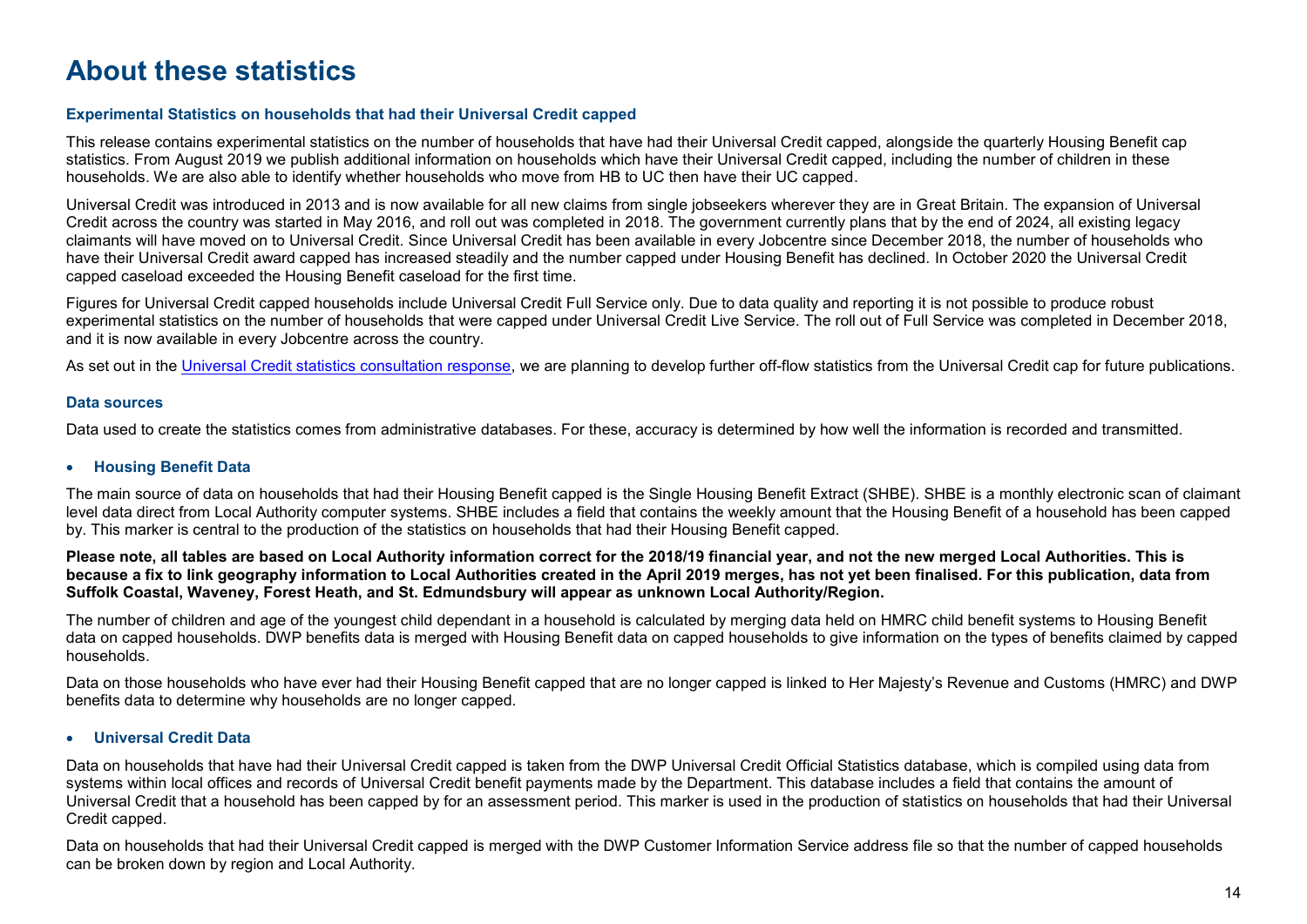# About these statistics

### Experimental Statistics on households that had their Universal Credit capped

This release contains experimental statistics on the number of households that have had their Universal Credit capped, alongside the quarterly Housing Benefit cap statistics. From August 2019 we publish additional information on households which have their Universal Credit capped, including the number of children in these households. We are also able to identify whether households who move from HB to UC then have their UC capped.

Universal Credit was introduced in 2013 and is now available for all new claims from single jobseekers wherever they are in Great Britain. The expansion of Universal Credit across the country was started in May 2016, and roll out was completed in 2018. The government currently plans that by the end of 2024, all existing legacy claimants will have moved on to Universal Credit. Since Universal Credit has been available in every Jobcentre since December 2018, the number of households who have their Universal Credit award capped has increased steadily and the number capped under Housing Benefit has declined. In October 2020 the Universal Credit capped caseload exceeded the Housing Benefit caseload for the first time.

Figures for Universal Credit capped households include Universal Credit Full Service only. Due to data quality and reporting it is not possible to produce robust experimental statistics on the number of households that were capped under Universal Credit Live Service. The roll out of Full Service was completed in December 2018, and it is now available in every Jobcentre across the country.

As set out in the Universal Credit statistics consultation response, we are planning to develop further off-flow statistics from the Universal Credit cap for future publications.

### Data sources

Data used to create the statistics comes from administrative databases. For these, accuracy is determined by how well the information is recorded and transmitted.

- **Housing Benefit Data**

The main source of data on households that had their Housing Benefit capped is the Single Housing Benefit Extract (SHBE). SHBE is a monthly electronic scan of claimant level data direct from Local Authority computer systems. SHBE includes a field that contains the weekly amount that the Housing Benefit of a household has been capped by. This marker is central to the production of the statistics on households that had their Housing Benefit capped.

**Please note, all tables are based on Local Authority information correct for the 2018/19 financial year, and not the new merged Local Authorities. This is because a fix to link geography information to Local Authorities created in the April 2019 merges, has not yet been finalised. For this publication, data from Suffolk Coastal, Waveney, Forest Heath, and St. Edmundsbury will appear as unknown Local Authority/Region.**

The number of children and age of the youngest child dependant in a household is calculated by merging data held on HMRC child benefit systems to Housing Benefit data on capped households. DWP benefits data is merged with Housing Benefit data on capped households to give information on the types of benefits claimed by capped households.

Data on those households who have ever had their Housing Benefit capped that are no longer capped is linked to Her Majesty's Revenue and Customs (HMRC) and DWP benefits data to determine why households are no longer capped.

- **Universal Credit Data**

Data on households that have had their Universal Credit capped is taken from the DWP Universal Credit Official Statistics database, which is compiled using data from systems within local offices and records of Universal Credit benefit payments made by the Department. This database includes a field that contains the amount of Universal Credit that a household has been capped by for an assessment period. This marker is used in the production of statistics on households that had their Universal Credit capped.

Data on households that had their Universal Credit capped is merged with the DWP Customer Information Service address file so that the number of capped households can be broken down by region and Local Authority.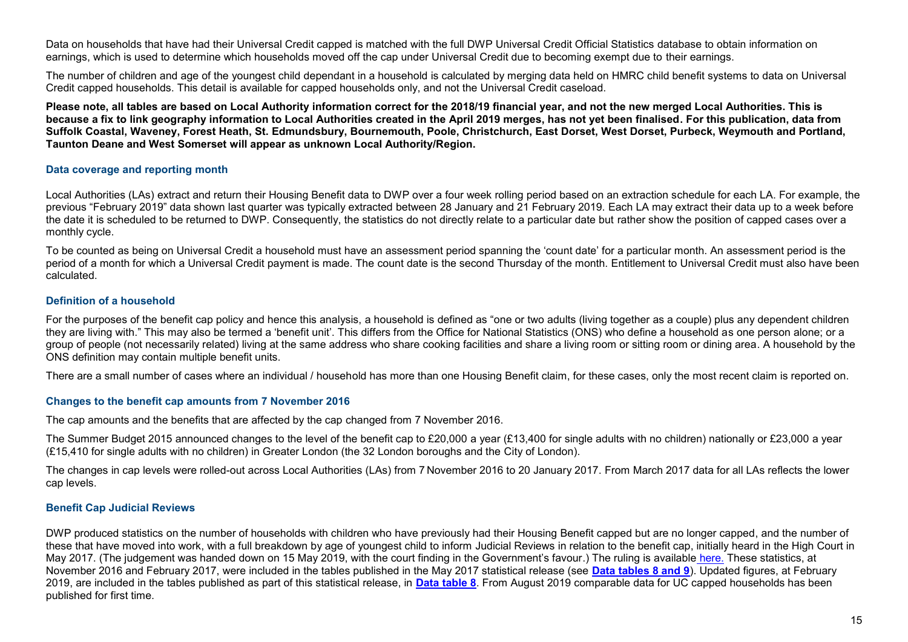Data on households that have had their Universal Credit capped is matched with the full DWP Universal Credit Official Statistics database to obtain information on earnings, which is used to determine which households moved off the cap under Universal Credit due to becoming exempt due to their earnings.

The number of children and age of the youngest child dependant in a household is calculated by merging data held on HMRC child benefit systems to data on Universal Credit capped households. This detail is available for capped households only, and not the Universal Credit caseload.

**Please note, all tables are based on Local Authority information correct for the 2018/19 financial year, and not the new merged Local Authorities. This is because a fix to link geography information to Local Authorities created in the April 2019 merges, has not yet been finalised. For this publication, data from Suffolk Coastal, Waveney, Forest Heath, St. Edmundsbury, Bournemouth, Poole, Christchurch, East Dorset, West Dorset, Purbeck, Weymouth and Portland, Taunton Deane and West Somerset will appear as unknown Local Authority/Region.**

### Data coverage and reporting month

Local Authorities (LAs) extract and return their Housing Benefit data to DWP over a four week rolling period based on an extraction schedule for each LA. For example, the previous "February 2019" data shown last quarter was typically extracted between 28 January and 21 February 2019. Each LA may extract their data up to a week before the date it is scheduled to be returned to DWP. Consequently, the statistics do not directly relate to a particular date but rather show the position of capped cases over a monthly cycle.

To be counted as being on Universal Credit a household must have an assessment period spanning the 'count date' for a particular month. An assessment period is the period of a month for which a Universal Credit payment is made. The count date is the second Thursday of the month. Entitlement to Universal Credit must also have been calculated.

### Definition of a household

For the purposes of the benefit cap policy and hence this analysis, a household is defined as "one or two adults (living together as a couple) plus any dependent children they are living with." This may also be termed a 'benefit unit'. This differs from the Office for National Statistics (ONS) who define a household as one person alone; or a group of people (not necessarily related) living at the same address who share cooking facilities and share a living room or sitting room or dining area. A household by the ONS definition may contain multiple benefit units.

There are a small number of cases where an individual / household has more than one Housing Benefit claim, for these cases, only the most recent claim is reported on.

### Changes to the benefit cap amounts from 7 November 2016

The cap amounts and the benefits that are affected by the cap changed from 7 November 2016.

The Summer Budget 2015 announced changes to the level of the benefit cap to £20,000 a year (£13,400 for single adults with no children) nationally or £23,000 a year (£15,410 for single adults with no children) in Greater London (the 32 London boroughs and the City of London).

The changes in cap levels were rolled-out across Local Authorities (LAs) from 7 November 2016 to 20 January 2017. From March 2017 data for all LAs reflects the lower cap levels.

### Benefit Cap Judicial Reviews

DWP produced statistics on the number of households with children who have previously had their Housing Benefit capped but are no longer capped, and the number of these that have moved into work, with a full breakdown by age of youngest child to inform Judicial Reviews in relation to the benefit cap, initially heard in the High Court in May 2017. (The judgement was handed down on 15 May 2019, with the court finding in the Government's favour.) The ruling is available here. These statistics, at November 2016 and February 2017, were included in the tables published in the May 2017 statistical release (see **Data tables 8 and 9**). Updated figures, at February 2019, are included in the tables published as part of this statistical release, in **Data table 8**. From August 2019 comparable data for UC capped households has been published for first time.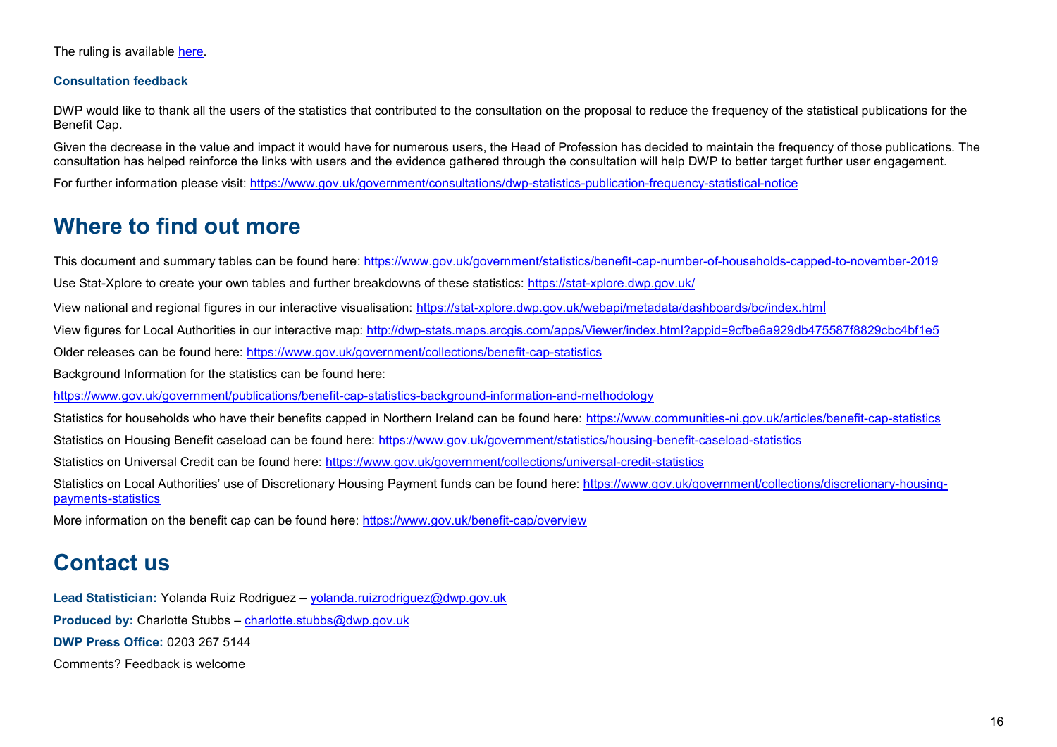The ruling is available here.

### Consultation feedback

DWP would like to thank all the users of the statistics that contributed to the consultation on the proposal to reduce the frequency of the statistical publications for the Benefit Cap.

Given the decrease in the value and impact it would have for numerous users, the Head of Profession has decided to maintain the frequency of those publications. The consultation has helped reinforce the links with users and the evidence gathered through the consultation will help DWP to better target further user engagement.

For further information please visit: https://www.gov.uk/government/consultations/dwp-statistics-publication-frequency-statistical-notice

## Where to find out more

This document and summary tables can be found here: https://www.gov.uk/government/statistics/benefit-cap-number-of-households-capped-to-november-2019

Use Stat-Xplore to create your own tables and further breakdowns of these statistics: https://stat-xplore.dwp.gov.uk/

View national and regional figures in our interactive visualisation: https://stat-xplore.dwp.gov.uk/webapi/metadata/dashboards/bc/index.html

View figures for Local Authorities in our interactive map: http://dwp-stats.maps.arcgis.com/apps/Viewer/index.html?appid=9cfbe6a929db475587f8829cbc4bf1e5

Older releases can be found here: https://www.gov.uk/government/collections/benefit-cap-statistics

Background Information for the statistics can be found here:

https://www.gov.uk/government/publications/benefit-cap-statistics-background-information-and-methodology

Statistics for households who have their benefits capped in Northern Ireland can be found here: https://www.communities-ni.gov.uk/articles/benefit-cap-statistics

Statistics on Housing Benefit caseload can be found here: https://www.gov.uk/government/statistics/housing-benefit-caseload-statistics

Statistics on Universal Credit can be found here: https://www.gov.uk/government/collections/universal-credit-statistics

Statistics on Local Authorities' use of Discretionary Housing Payment funds can be found here: https://www.gov.uk/government/collections/discretionary-housing-payments-statistics

More information on the benefit cap can be found here: https://www.gov.uk/benefit-cap/overview

## Contact us

**Lead Statistician:** Yolanda Ruiz Rodriguez – yolanda.ruizrodriguez@dwp.gov.uk

**Produced by:** Charlotte Stubbs – charlotte.stubbs@dwp.gov.uk

**DWP Press Office:** 0203 267 5144

Comments? Feedback is welcome